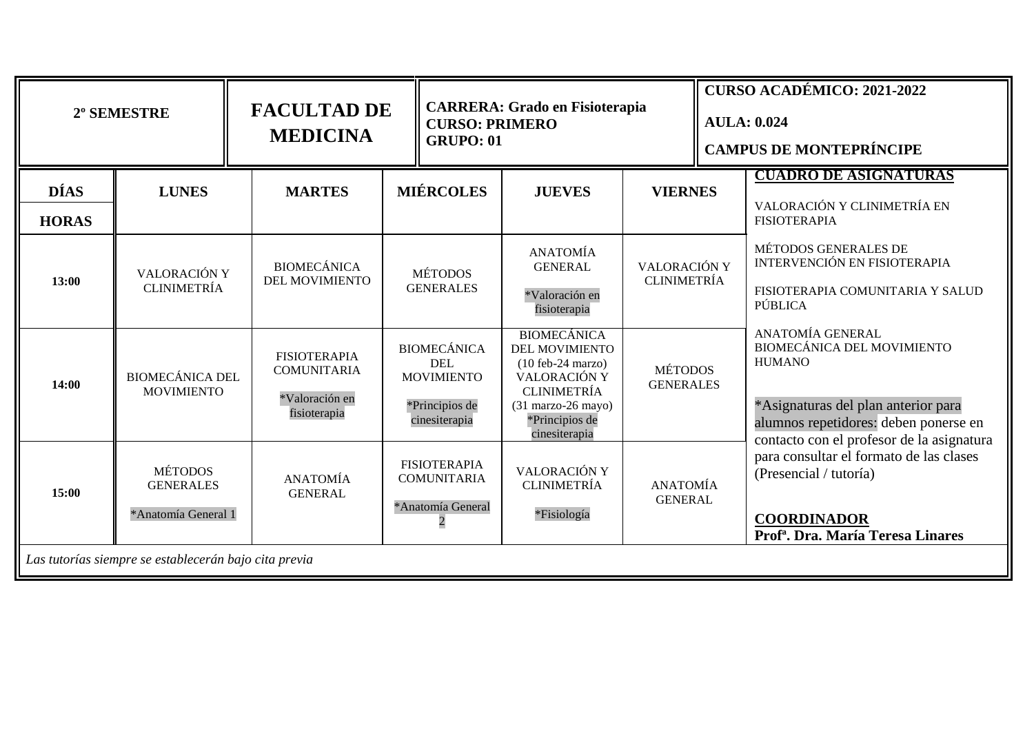| 2º SEMESTRE | FACULTAD DE MEDICINA | CARRERA: Grado en Fisioterapia<br>CURSO: PRIMERO<br>GRUPO: 01 | CURSO ACADÉMICO: 2021-2022<br>AULA: 0.024<br>CAMPUS DE MONTEPRÍNCIPE |
|---|---|---|---|

| DÍAS / HORAS | LUNES | MARTES | MIÉRCOLES | JUEVES | VIERNES |
|---|---|---|---|---|---|
| 13:00 | VALORACIÓN Y CLINIMETRÍA | BIOMECÁNICA DEL MOVIMIENTO | MÉTODOS GENERALES | ANATOMÍA GENERAL<br>*Valoración en fisioterapia | VALORACIÓN Y CLINIMETRÍA |
| 14:00 | BIOMECÁNICA DEL MOVIMIENTO | FISIOTERAPIA COMUNITARIA<br>*Valoración en fisioterapia | BIOMECÁNICA DEL MOVIMIENTO<br>*Principios de cinesiterapia | BIOMECÁNICA DEL MOVIMIENTO (10 feb-24 marzo)<br>VALORACIÓN Y CLINIMETRÍA (31 marzo-26 mayo)<br>*Principios de cinesiterapia | MÉTODOS GENERALES |
| 15:00 | MÉTODOS GENERALES<br>*Anatomía General 1 | ANATOMÍA GENERAL | FISIOTERAPIA COMUNITARIA<br>*Anatomía General 2 | VALORACIÓN Y CLINIMETRÍA<br>*Fisiología | ANATOMÍA GENERAL |

**CUADRO DE ASIGNATURAS**

VALORACIÓN Y CLINIMETRÍA EN FISIOTERAPIA

MÉTODOS GENERALES DE INTERVENCIÓN EN FISIOTERAPIA

FISIOTERAPIA COMUNITARIA Y SALUD PÚBLICA

ANATOMÍA GENERAL

BIOMECÁNICA DEL MOVIMIENTO HUMANO

*Asignaturas del plan anterior para alumnos repetidores: deben ponerse en contacto con el profesor de la asignatura para consultar el formato de las clases (Presencial / tutoría)

**COORDINADOR**
**Profª. Dra. María Teresa Linares**

*Las tutorías siempre se establecerán bajo cita previa*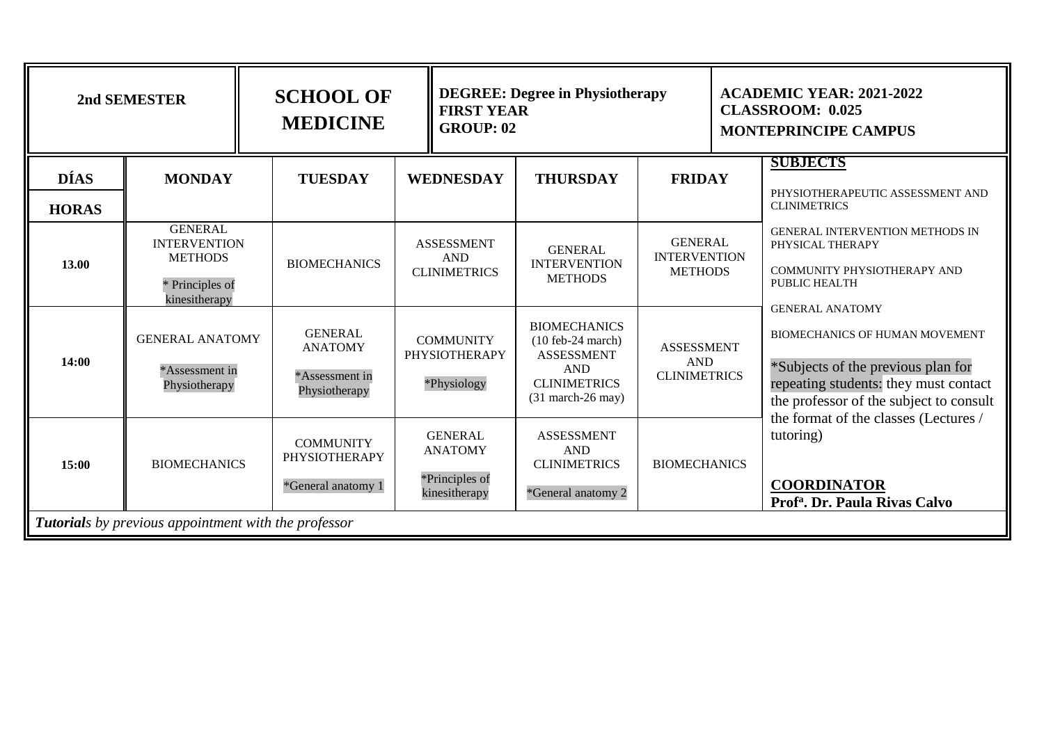| 2nd SEMESTER | SCHOOL OF MEDICINE | DEGREE: Degree in Physiotherapy<br>FIRST YEAR<br>GROUP: 02 | ACADEMIC YEAR: 2021-2022<br>CLASSROOM: 0.025<br>MONTEPRINCIPE CAMPUS |
|---|---|---|---|

| DÍAS / HORAS | MONDAY | TUESDAY | WEDNESDAY | THURSDAY | FRIDAY |
|---|---|---|---|---|---|
| 13.00 | GENERAL INTERVENTION METHODS<br>* Principles of kinesitherapy | BIOMECHANICS | ASSESSMENT AND CLINIMETRICS | GENERAL INTERVENTION METHODS | GENERAL INTERVENTION METHODS |
| 14:00 | GENERAL ANATOMY<br>*Assessment in Physiotherapy | GENERAL ANATOMY<br>*Assessment in Physiotherapy | COMMUNITY PHYSIOTHERAPY<br>*Physiology | BIOMECHANICS (10 feb-24 march)<br>ASSESSMENT AND CLINIMETRICS (31 march-26 may) | ASSESSMENT AND CLINIMETRICS |
| 15:00 | BIOMECHANICS | COMMUNITY PHYSIOTHERAPY<br>*General anatomy 1 | GENERAL ANATOMY<br>*Principles of kinesitherapy | ASSESSMENT AND CLINIMETRICS<br>*General anatomy 2 | BIOMECHANICS |

**SUBJECTS**

PHYSIOTHERAPEUTIC ASSESSMENT AND CLINIMETRICS

GENERAL INTERVENTION METHODS IN PHYSICAL THERAPY

COMMUNITY PHYSIOTHERAPY AND PUBLIC HEALTH

GENERAL ANATOMY

BIOMECHANICS OF HUMAN MOVEMENT

*Subjects of the previous plan for repeating students: they must contact the professor of the subject to consult the format of the classes (Lectures / tutoring)

**COORDINATOR**
**Profª. Dr. Paula Rivas Calvo**

***Tutorial**s by previous appointment with the professor*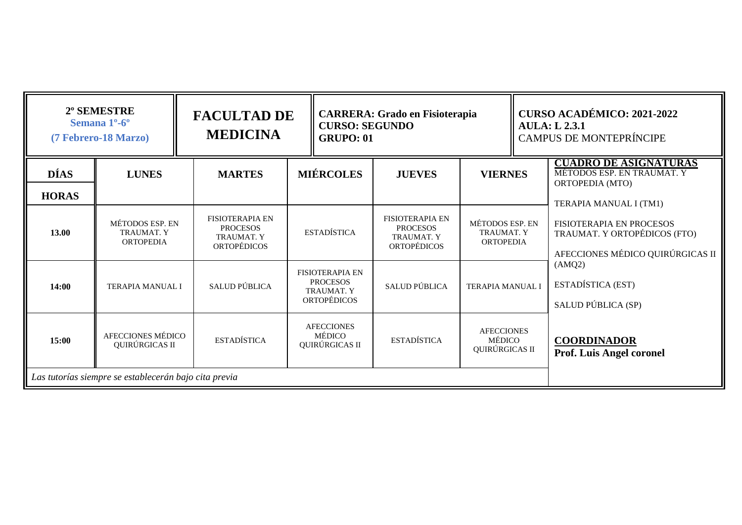| 2º SEMESTRE<br>Semana 1º-6º<br>(7 Febrero-18 Marzo) | FACULTAD DE MEDICINA | CARRERA: Grado en Fisioterapia<br>CURSO: SEGUNDO<br>GRUPO: 01 | CURSO ACADÉMICO: 2021-2022<br>AULA: L 2.3.1<br>CAMPUS DE MONTEPRÍNCIPE |
|---|---|---|---|

| DÍAS / HORAS | LUNES | MARTES | MIÉRCOLES | JUEVES | VIERNES |
|---|---|---|---|---|---|
| 13.00 | MÉTODOS ESP. EN TRAUMAT. Y ORTOPEDIA | FISIOTERAPIA EN PROCESOS TRAUMAT. Y ORTOPÉDICOS | ESTADÍSTICA | FISIOTERAPIA EN PROCESOS TRAUMAT. Y ORTOPÉDICOS | MÉTODOS ESP. EN TRAUMAT. Y ORTOPEDIA |
| 14:00 | TERAPIA MANUAL I | SALUD PÚBLICA | FISIOTERAPIA EN PROCESOS TRAUMAT. Y ORTOPÉDICOS | SALUD PÚBLICA | TERAPIA MANUAL I |
| 15:00 | AFECCIONES MÉDICO QUIRÚRGICAS II | ESTADÍSTICA | AFECCIONES MÉDICO QUIRÚRGICAS II | ESTADÍSTICA | AFECCIONES MÉDICO QUIRÚRGICAS II |

*Las tutorías siempre se establecerán bajo cita previa*

**CUADRO DE ASIGNATURAS**

MÉTODOS ESP. EN TRAUMAT. Y ORTOPEDIA (MTO)

TERAPIA MANUAL I (TM1)

FISIOTERAPIA EN PROCESOS TRAUMAT. Y ORTOPÉDICOS (FTO)

AFECCIONES MÉDICO QUIRÚRGICAS II (AMQ2)

ESTADÍSTICA (EST)

SALUD PÚBLICA (SP)

**COORDINADOR**
**Prof. Luis Angel coronel**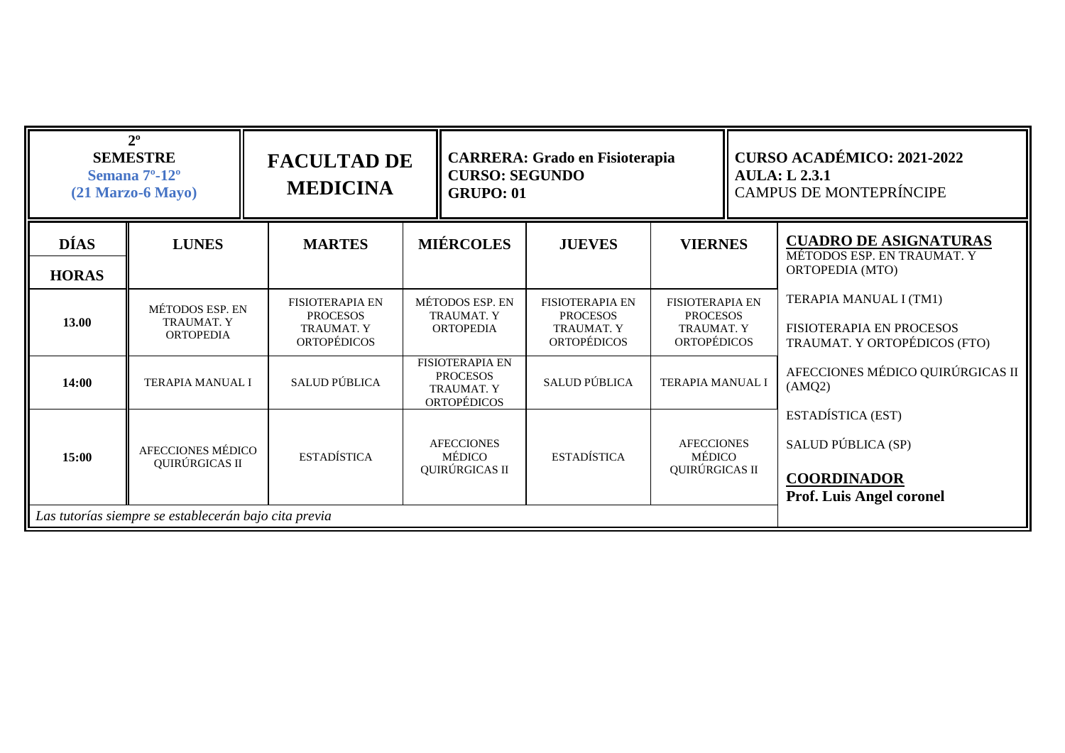| 2º SEMESTRE Semana 7º-12º (21 Marzo-6 Mayo) | **FACULTAD DE MEDICINA** | **CARRERA: Grado en Fisioterapia** **CURSO: SEGUNDO** **GRUPO: 01** | **CURSO ACADÉMICO: 2021-2022** **AULA: L 2.3.1** CAMPUS DE MONTEPRÍNCIPE |
|---|---|---|---|

| **DÍAS** / **HORAS** | **LUNES** | **MARTES** | **MIÉRCOLES** | **JUEVES** | **VIERNES** |
|---|---|---|---|---|---|
| **13.00** | MÉTODOS ESP. EN TRAUMAT. Y ORTOPEDIA | FISIOTERAPIA EN PROCESOS TRAUMAT. Y ORTOPÉDICOS | MÉTODOS ESP. EN TRAUMAT. Y ORTOPEDIA | FISIOTERAPIA EN PROCESOS TRAUMAT. Y ORTOPÉDICOS | FISIOTERAPIA EN PROCESOS TRAUMAT. Y ORTOPÉDICOS |
| **14:00** | TERAPIA MANUAL I | SALUD PÚBLICA | FISIOTERAPIA EN PROCESOS TRAUMAT. Y ORTOPÉDICOS | SALUD PÚBLICA | TERAPIA MANUAL I |
| **15:00** | AFECCIONES MÉDICO QUIRÚRGICAS II | ESTADÍSTICA | AFECCIONES MÉDICO QUIRÚRGICAS II | ESTADÍSTICA | AFECCIONES MÉDICO QUIRÚRGICAS II |

*Las tutorías siempre se establecerán bajo cita previa*

**CUADRO DE ASIGNATURAS**

MÉTODOS ESP. EN TRAUMAT. Y ORTOPEDIA (MTO)

TERAPIA MANUAL I (TM1)

FISIOTERAPIA EN PROCESOS TRAUMAT. Y ORTOPÉDICOS (FTO)

AFECCIONES MÉDICO QUIRÚRGICAS II (AMQ2)

ESTADÍSTICA (EST)

SALUD PÚBLICA (SP)

**COORDINADOR**

**Prof. Luis Angel coronel**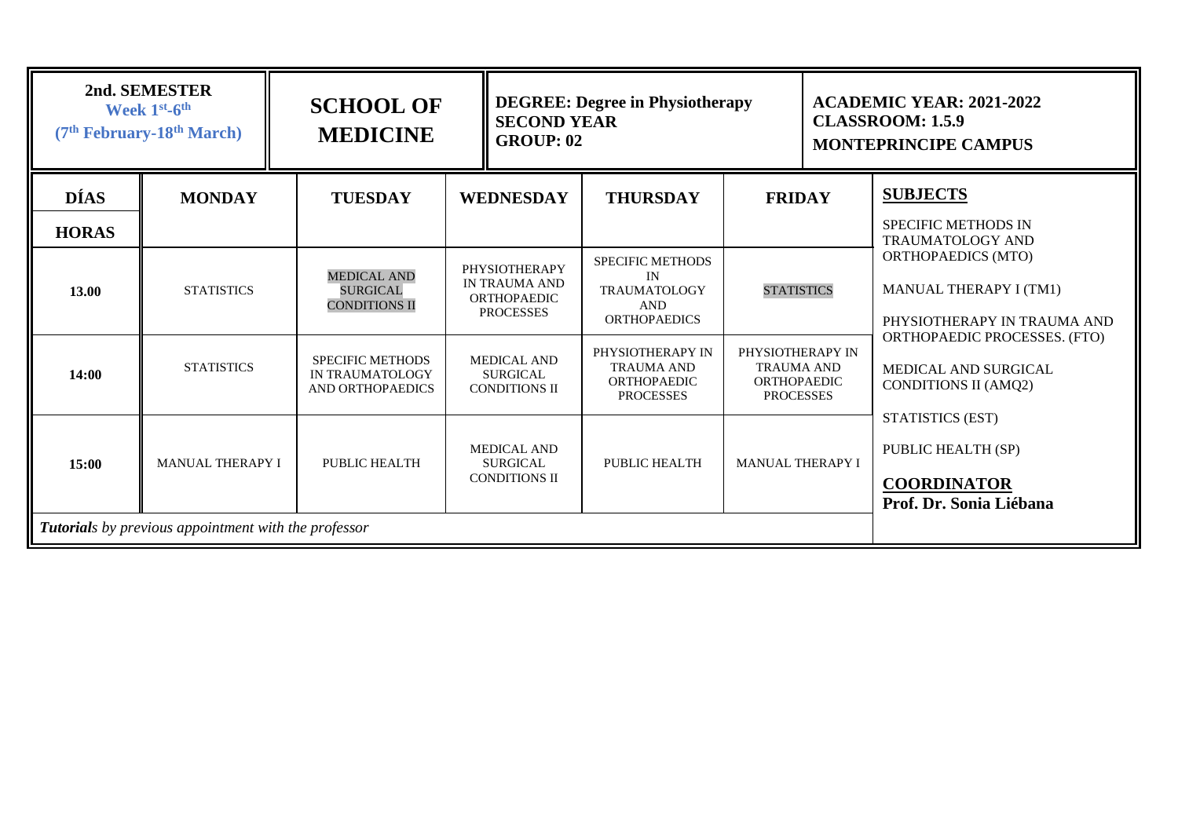| 2nd. SEMESTER Week 1st-6th (7th February-18th March) | SCHOOL OF MEDICINE | DEGREE: Degree in Physiotherapy SECOND YEAR GROUP: 02 | ACADEMIC YEAR: 2021-2022 CLASSROOM: 1.5.9 MONTEPRINCIPE CAMPUS |
|---|---|---|---|

| DÍAS / HORAS | MONDAY | TUESDAY | WEDNESDAY | THURSDAY | FRIDAY |
|---|---|---|---|---|---|
| 13.00 | STATISTICS | MEDICAL AND SURGICAL CONDITIONS II | PHYSIOTHERAPY IN TRAUMA AND ORTHOPAEDIC PROCESSES | SPECIFIC METHODS IN TRAUMATOLOGY AND ORTHOPAEDICS | STATISTICS |
| 14:00 | STATISTICS | SPECIFIC METHODS IN TRAUMATOLOGY AND ORTHOPAEDICS | MEDICAL AND SURGICAL CONDITIONS II | PHYSIOTHERAPY IN TRAUMA AND ORTHOPAEDIC PROCESSES | PHYSIOTHERAPY IN TRAUMA AND ORTHOPAEDIC PROCESSES |
| 15:00 | MANUAL THERAPY I | PUBLIC HEALTH | MEDICAL AND SURGICAL CONDITIONS II | PUBLIC HEALTH | MANUAL THERAPY I |

***Tutorial**s by previous appointment with the professor*

**SUBJECTS**

SPECIFIC METHODS IN TRAUMATOLOGY AND ORTHOPAEDICS (MTO)

MANUAL THERAPY I (TM1)

PHYSIOTHERAPY IN TRAUMA AND ORTHOPAEDIC PROCESSES. (FTO)

MEDICAL AND SURGICAL CONDITIONS II (AMQ2)

STATISTICS (EST)

PUBLIC HEALTH (SP)

**COORDINATOR**

**Prof. Dr. Sonia Liébana**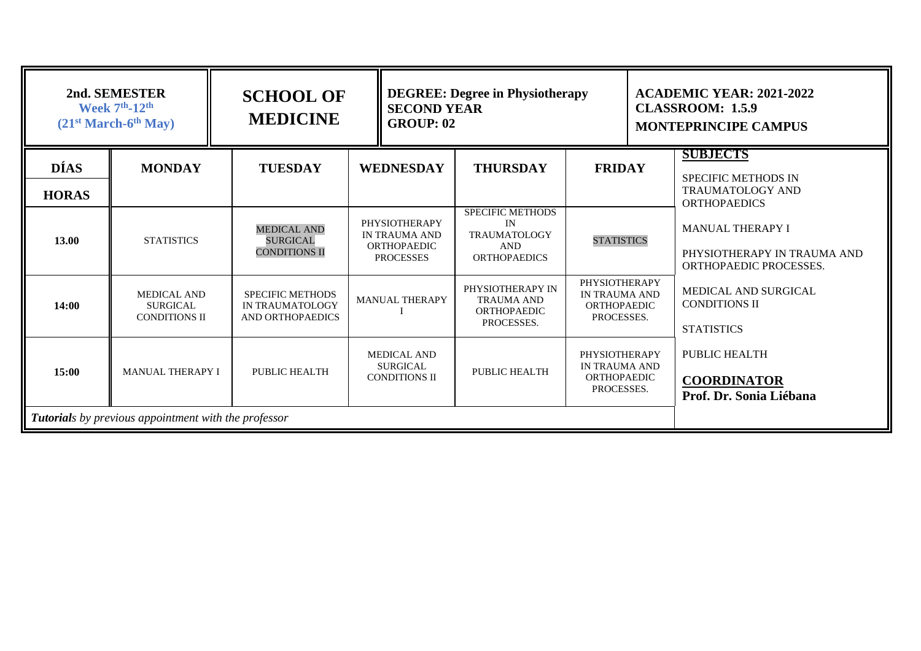| 2nd. SEMESTER Week 7th-12th (21st March-6th May) | SCHOOL OF MEDICINE | DEGREE: Degree in Physiotherapy SECOND YEAR GROUP: 02 | ACADEMIC YEAR: 2021-2022 CLASSROOM: 1.5.9 MONTEPRINCIPE CAMPUS |
|---|---|---|---|

| DÍAS / HORAS | MONDAY | TUESDAY | WEDNESDAY | THURSDAY | FRIDAY |
|---|---|---|---|---|---|
| 13.00 | STATISTICS | MEDICAL AND SURGICAL CONDITIONS II | PHYSIOTHERAPY IN TRAUMA AND ORTHOPAEDIC PROCESSES | SPECIFIC METHODS IN TRAUMATOLOGY AND ORTHOPAEDICS | STATISTICS |
| 14:00 | MEDICAL AND SURGICAL CONDITIONS II | SPECIFIC METHODS IN TRAUMATOLOGY AND ORTHOPAEDICS | MANUAL THERAPY I | PHYSIOTHERAPY IN TRAUMA AND ORTHOPAEDIC PROCESSES. | PHYSIOTHERAPY IN TRAUMA AND ORTHOPAEDIC PROCESSES. |
| 15:00 | MANUAL THERAPY I | PUBLIC HEALTH | MEDICAL AND SURGICAL CONDITIONS II | PUBLIC HEALTH | PHYSIOTHERAPY IN TRAUMA AND ORTHOPAEDIC PROCESSES. |

***Tutorial**s by previous appointment with the professor*

**SUBJECTS**

- SPECIFIC METHODS IN TRAUMATOLOGY AND ORTHOPAEDICS
- MANUAL THERAPY I
- PHYSIOTHERAPY IN TRAUMA AND ORTHOPAEDIC PROCESSES.
- MEDICAL AND SURGICAL CONDITIONS II
- STATISTICS
- PUBLIC HEALTH

**COORDINATOR**

**Prof. Dr. Sonia Liébana**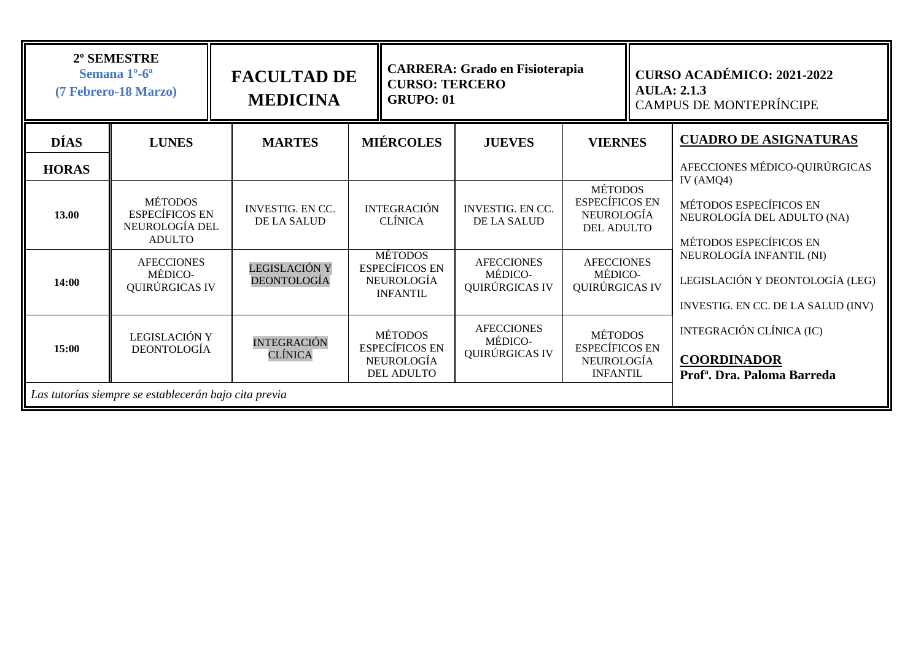| 2º SEMESTRE<br>Semana 1º-6ª<br>(7 Febrero-18 Marzo) | FACULTAD DE MEDICINA | CARRERA: Grado en Fisioterapia<br>CURSO: TERCERO<br>GRUPO: 01 | CURSO ACADÉMICO: 2021-2022<br>AULA: 2.1.3<br>CAMPUS DE MONTEPRÍNCIPE |
|---|---|---|---|

| DÍAS / HORAS | LUNES | MARTES | MIÉRCOLES | JUEVES | VIERNES |
|---|---|---|---|---|---|
| 13.00 | MÉTODOS ESPECÍFICOS EN NEUROLOGÍA DEL ADULTO | INVESTIG. EN CC. DE LA SALUD | INTEGRACIÓN CLÍNICA | INVESTIG. EN CC. DE LA SALUD | MÉTODOS ESPECÍFICOS EN NEUROLOGÍA DEL ADULTO |
| 14:00 | AFECCIONES MÉDICO-QUIRÚRGICAS IV | LEGISLACIÓN Y DEONTOLOGÍA | MÉTODOS ESPECÍFICOS EN NEUROLOGÍA INFANTIL | AFECCIONES MÉDICO-QUIRÚRGICAS IV | AFECCIONES MÉDICO-QUIRÚRGICAS IV |
| 15:00 | LEGISLACIÓN Y DEONTOLOGÍA | INTEGRACIÓN CLÍNICA | MÉTODOS ESPECÍFICOS EN NEUROLOGÍA DEL ADULTO | AFECCIONES MÉDICO-QUIRÚRGICAS IV | MÉTODOS ESPECÍFICOS EN NEUROLOGÍA INFANTIL |

*Las tutorías siempre se establecerán bajo cita previa*

**CUADRO DE ASIGNATURAS**

AFECCIONES MÉDICO-QUIRÚRGICAS IV (AMQ4)

MÉTODOS ESPECÍFICOS EN NEUROLOGÍA DEL ADULTO (NA)

MÉTODOS ESPECÍFICOS EN NEUROLOGÍA INFANTIL (NI)

LEGISLACIÓN Y DEONTOLOGÍA (LEG)

INVESTIG. EN CC. DE LA SALUD (INV)

INTEGRACIÓN CLÍNICA (IC)

**COORDINADOR**
**Profª. Dra. Paloma Barreda**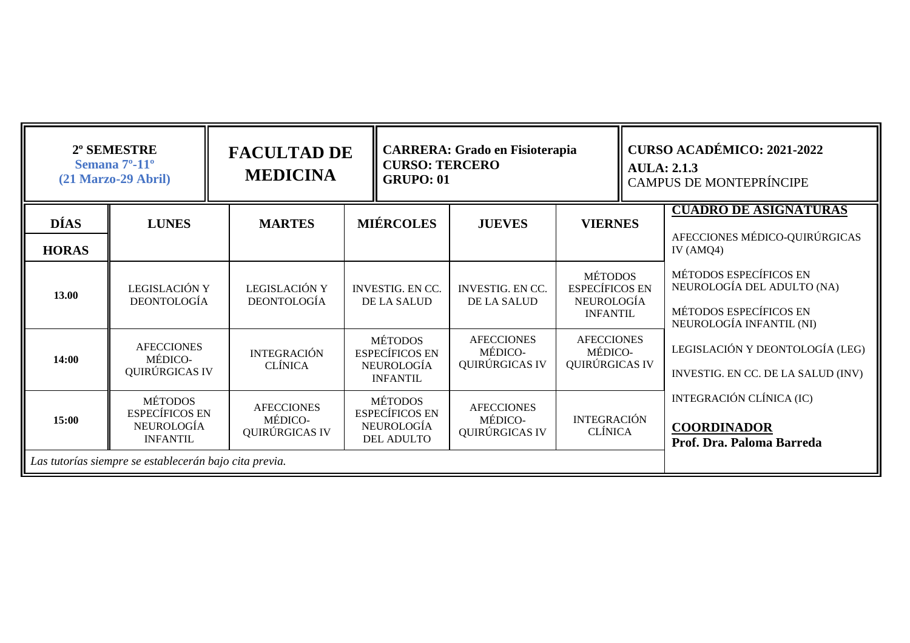| 2º SEMESTRE<br>Semana 7º-11º<br>(21 Marzo-29 Abril) | FACULTAD DE MEDICINA | CARRERA: Grado en Fisioterapia<br>CURSO: TERCERO<br>GRUPO: 01 | CURSO ACADÉMICO: 2021-2022<br>AULA: 2.1.3<br>CAMPUS DE MONTEPRÍNCIPE |
|---|---|---|---|

| DÍAS / HORAS | LUNES | MARTES | MIÉRCOLES | JUEVES | VIERNES |
|---|---|---|---|---|---|
| 13.00 | LEGISLACIÓN Y DEONTOLOGÍA | LEGISLACIÓN Y DEONTOLOGÍA | INVESTIG. EN CC. DE LA SALUD | INVESTIG. EN CC. DE LA SALUD | MÉTODOS ESPECÍFICOS EN NEUROLOGÍA INFANTIL |
| 14:00 | AFECCIONES MÉDICO-QUIRÚRGICAS IV | INTEGRACIÓN CLÍNICA | MÉTODOS ESPECÍFICOS EN NEUROLOGÍA INFANTIL | AFECCIONES MÉDICO-QUIRÚRGICAS IV | AFECCIONES MÉDICO-QUIRÚRGICAS IV |
| 15:00 | MÉTODOS ESPECÍFICOS EN NEUROLOGÍA INFANTIL | AFECCIONES MÉDICO-QUIRÚRGICAS IV | MÉTODOS ESPECÍFICOS EN NEUROLOGÍA DEL ADULTO | AFECCIONES MÉDICO-QUIRÚRGICAS IV | INTEGRACIÓN CLÍNICA |

*Las tutorías siempre se establecerán bajo cita previa.*

**CUADRO DE ASIGNATURAS**

AFECCIONES MÉDICO-QUIRÚRGICAS IV (AMQ4)

MÉTODOS ESPECÍFICOS EN NEUROLOGÍA DEL ADULTO (NA)

MÉTODOS ESPECÍFICOS EN NEUROLOGÍA INFANTIL (NI)

LEGISLACIÓN Y DEONTOLOGÍA (LEG)

INVESTIG. EN CC. DE LA SALUD (INV)

INTEGRACIÓN CLÍNICA (IC)

**COORDINADOR**
**Prof. Dra. Paloma Barreda**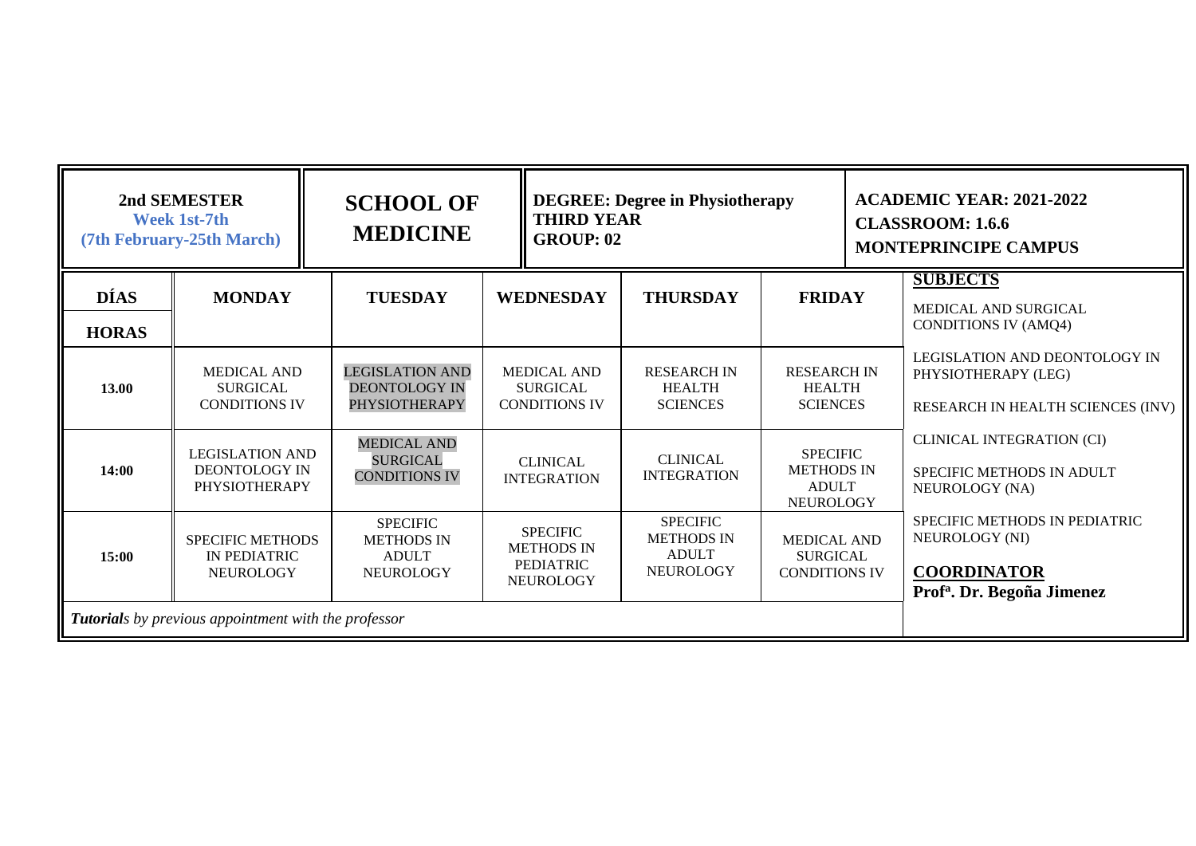| 2nd SEMESTER<br>Week 1st-7th<br>(7th February-25th March) | SCHOOL OF MEDICINE | DEGREE: Degree in Physiotherapy<br>THIRD YEAR<br>GROUP: 02 | ACADEMIC YEAR: 2021-2022<br>CLASSROOM: 1.6.6<br>MONTEPRINCIPE CAMPUS |
|---|---|---|---|

| DÍAS / HORAS | MONDAY | TUESDAY | WEDNESDAY | THURSDAY | FRIDAY |
|---|---|---|---|---|---|
| 13.00 | MEDICAL AND SURGICAL CONDITIONS IV | LEGISLATION AND DEONTOLOGY IN PHYSIOTHERAPY | MEDICAL AND SURGICAL CONDITIONS IV | RESEARCH IN HEALTH SCIENCES | RESEARCH IN HEALTH SCIENCES |
| 14:00 | LEGISLATION AND DEONTOLOGY IN PHYSIOTHERAPY | MEDICAL AND SURGICAL CONDITIONS IV | CLINICAL INTEGRATION | CLINICAL INTEGRATION | SPECIFIC METHODS IN ADULT NEUROLOGY |
| 15:00 | SPECIFIC METHODS IN PEDIATRIC NEUROLOGY | SPECIFIC METHODS IN ADULT NEUROLOGY | SPECIFIC METHODS IN PEDIATRIC NEUROLOGY | SPECIFIC METHODS IN ADULT NEUROLOGY | MEDICAL AND SURGICAL CONDITIONS IV |

***Tutorial**s by previous appointment with the professor*

**SUBJECTS**

MEDICAL AND SURGICAL CONDITIONS IV (AMQ4)

LEGISLATION AND DEONTOLOGY IN PHYSIOTHERAPY (LEG)

RESEARCH IN HEALTH SCIENCES (INV)

CLINICAL INTEGRATION (CI)

SPECIFIC METHODS IN ADULT NEUROLOGY (NA)

SPECIFIC METHODS IN PEDIATRIC NEUROLOGY (NI)

**COORDINATOR**

**Profª. Dr. Begoña Jimenez**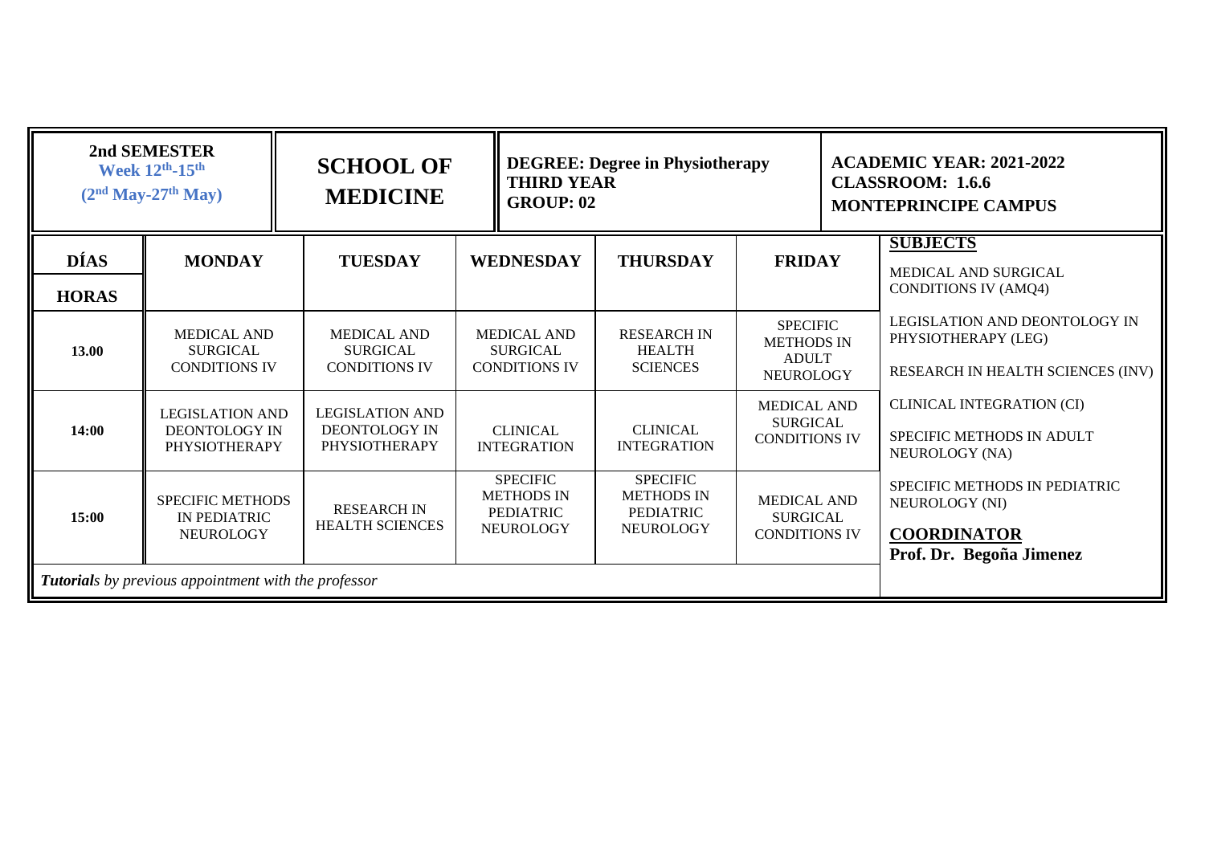| 2nd SEMESTER<br>Week 12th-15th<br>(2nd May-27th May) | SCHOOL OF MEDICINE | DEGREE: Degree in Physiotherapy<br>THIRD YEAR<br>GROUP: 02 | ACADEMIC YEAR: 2021-2022<br>CLASSROOM: 1.6.6<br>MONTEPRINCIPE CAMPUS |
|---|---|---|---|

| DÍAS / HORAS | MONDAY | TUESDAY | WEDNESDAY | THURSDAY | FRIDAY |
|---|---|---|---|---|---|
| 13.00 | MEDICAL AND SURGICAL CONDITIONS IV | MEDICAL AND SURGICAL CONDITIONS IV | MEDICAL AND SURGICAL CONDITIONS IV | RESEARCH IN HEALTH SCIENCES | SPECIFIC METHODS IN ADULT NEUROLOGY |
| 14:00 | LEGISLATION AND DEONTOLOGY IN PHYSIOTHERAPY | LEGISLATION AND DEONTOLOGY IN PHYSIOTHERAPY | CLINICAL INTEGRATION | CLINICAL INTEGRATION | MEDICAL AND SURGICAL CONDITIONS IV |
| 15:00 | SPECIFIC METHODS IN PEDIATRIC NEUROLOGY | RESEARCH IN HEALTH SCIENCES | SPECIFIC METHODS IN PEDIATRIC NEUROLOGY | SPECIFIC METHODS IN PEDIATRIC NEUROLOGY | MEDICAL AND SURGICAL CONDITIONS IV |

***Tutorial**s by previous appointment with the professor*

**SUBJECTS**

MEDICAL AND SURGICAL CONDITIONS IV (AMQ4)

LEGISLATION AND DEONTOLOGY IN PHYSIOTHERAPY (LEG)

RESEARCH IN HEALTH SCIENCES (INV)

CLINICAL INTEGRATION (CI)

SPECIFIC METHODS IN ADULT NEUROLOGY (NA)

SPECIFIC METHODS IN PEDIATRIC NEUROLOGY (NI)

**COORDINATOR**

**Prof. Dr. Begoña Jimenez**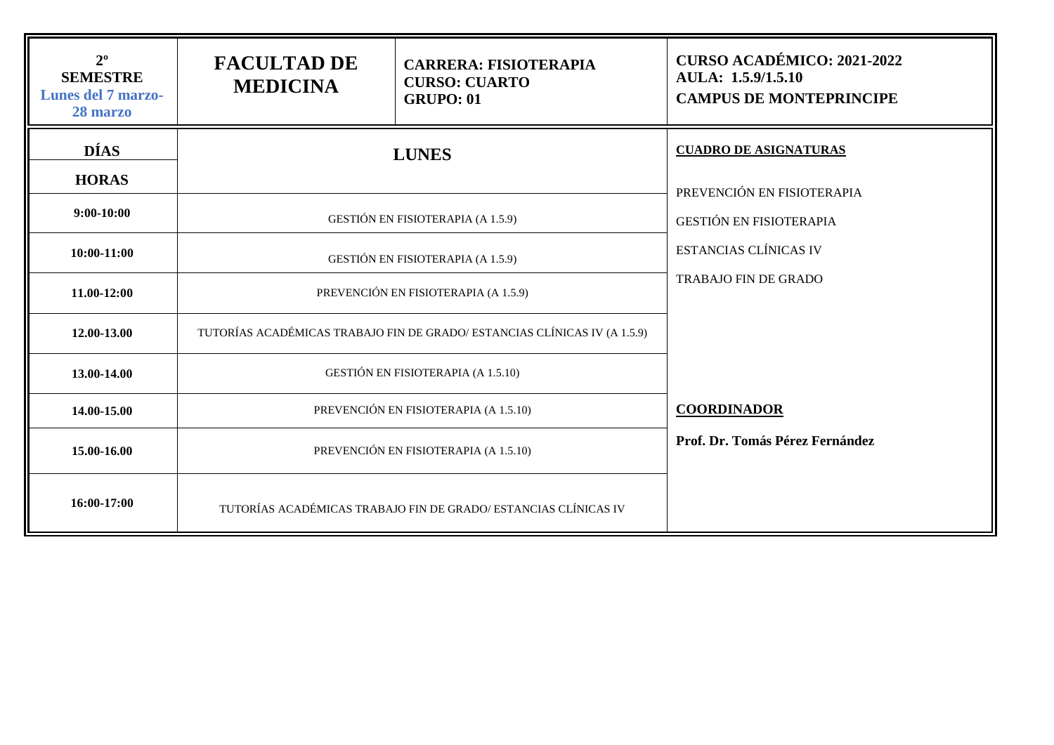| 2º SEMESTRE Lunes del 7 marzo-28 marzo | FACULTAD DE MEDICINA | CARRERA: FISIOTERAPIA CURSO: CUARTO GRUPO: 01 | CURSO ACADÉMICO: 2021-2022 AULA: 1.5.9/1.5.10 CAMPUS DE MONTEPRINCIPE |
|---|---|---|---|

| DÍAS / HORAS | LUNES | |
|---|---|---|
| 9:00-10:00 | GESTIÓN EN FISIOTERAPIA (A 1.5.9) | **CUADRO DE ASIGNATURAS** |
| 10:00-11:00 | GESTIÓN EN FISIOTERAPIA (A 1.5.9) | PREVENCIÓN EN FISIOTERAPIA |
| 11.00-12:00 | PREVENCIÓN EN FISIOTERAPIA (A 1.5.9) | GESTIÓN EN FISIOTERAPIA |
| 12.00-13.00 | TUTORÍAS ACADÉMICAS TRABAJO FIN DE GRADO/ ESTANCIAS CLÍNICAS IV (A 1.5.9) | ESTANCIAS CLÍNICAS IV |
| 13.00-14.00 | GESTIÓN EN FISIOTERAPIA (A 1.5.10) | TRABAJO FIN DE GRADO |
| 14.00-15.00 | PREVENCIÓN EN FISIOTERAPIA (A 1.5.10) | **COORDINADOR** |
| 15.00-16.00 | PREVENCIÓN EN FISIOTERAPIA (A 1.5.10) | **Prof. Dr. Tomás Pérez Fernández** |
| 16:00-17:00 | TUTORÍAS ACADÉMICAS TRABAJO FIN DE GRADO/ ESTANCIAS CLÍNICAS IV | |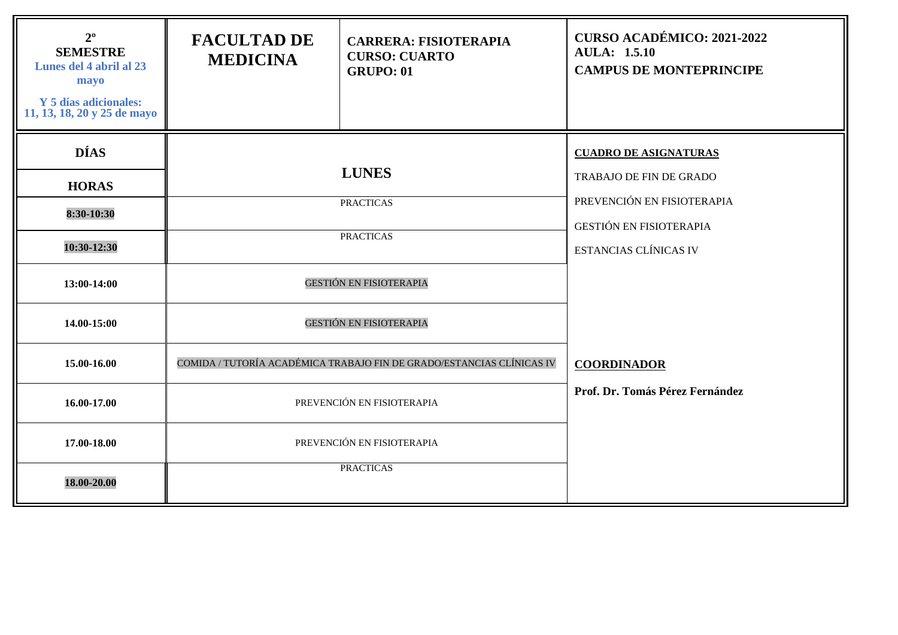| 2º SEMESTRE<br>Lunes del 4 abril al 23 mayo<br>Y 5 días adicionales:<br>11, 13, 18, 20 y 25 de mayo | FACULTAD DE MEDICINA | CARRERA: FISIOTERAPIA<br>CURSO: CUARTO<br>GRUPO: 01 | CURSO ACADÉMICO: 2021-2022<br>AULA: 1.5.10<br>CAMPUS DE MONTEPRINCIPE |
|---|---|---|---|

| DÍAS / HORAS | LUNES | |
|---|---|---|
| 8:30-10:30 | PRACTICAS | **CUADRO DE ASIGNATURAS**<br>TRABAJO DE FIN DE GRADO<br>PREVENCIÓN EN FISIOTERAPIA<br>GESTIÓN EN FISIOTERAPIA<br>ESTANCIAS CLÍNICAS IV |
| 10:30-12:30 | PRACTICAS | |
| 13:00-14:00 | GESTIÓN EN FISIOTERAPIA | |
| 14.00-15:00 | GESTIÓN EN FISIOTERAPIA | |
| 15.00-16.00 | COMIDA / TUTORÍA ACADÉMICA TRABAJO FIN DE GRADO/ESTANCIAS CLÍNICAS IV | **COORDINADOR**<br>**Prof. Dr. Tomás Pérez Fernández** |
| 16.00-17.00 | PREVENCIÓN EN FISIOTERAPIA | |
| 17.00-18.00 | PREVENCIÓN EN FISIOTERAPIA | |
| 18.00-20.00 | PRACTICAS | |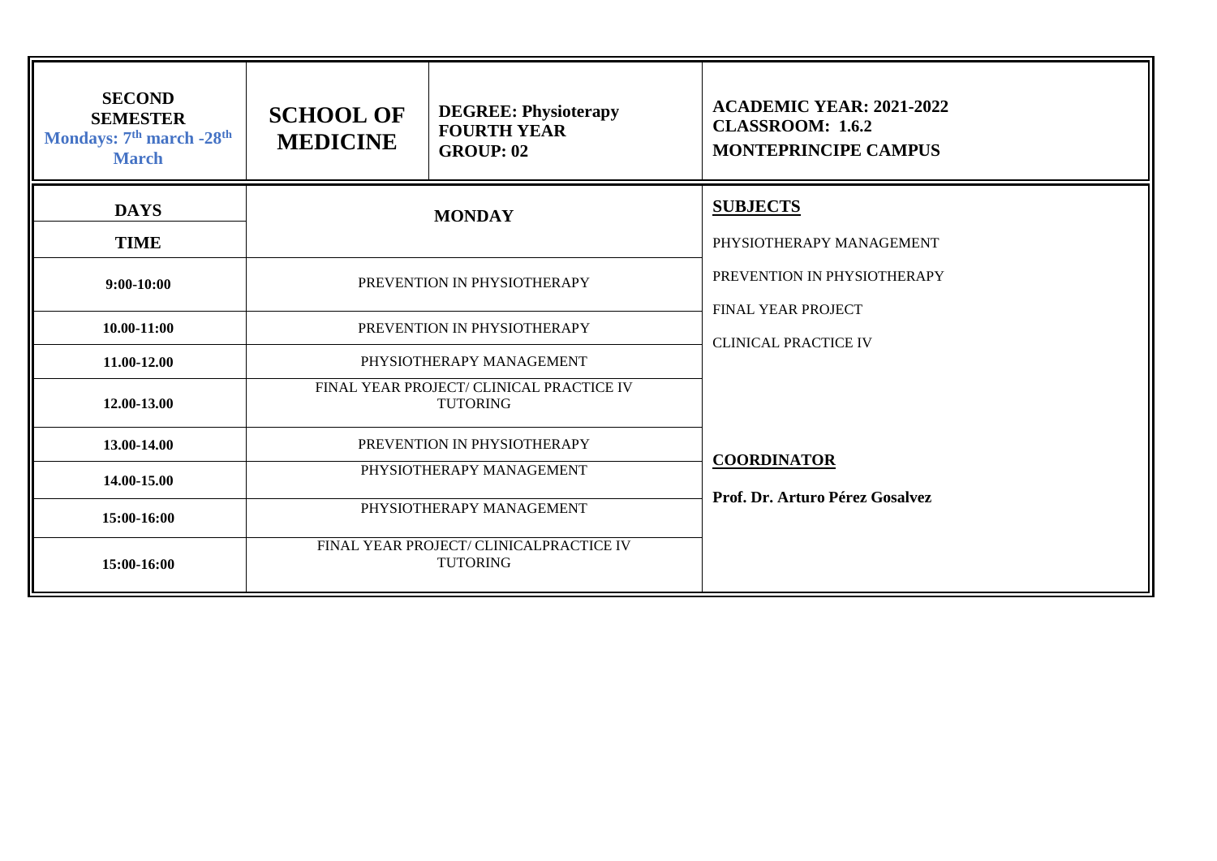| SECOND SEMESTER Mondays: 7th march -28th March | SCHOOL OF MEDICINE | DEGREE: Physioterapy FOURTH YEAR GROUP: 02 | ACADEMIC YEAR: 2021-2022 CLASSROOM: 1.6.2 MONTEPRINCIPE CAMPUS |
|---|---|---|---|
| **DAYS** / **TIME** | **MONDAY** | | **SUBJECTS** PHYSIOTHERAPY MANAGEMENT PREVENTION IN PHYSIOTHERAPY FINAL YEAR PROJECT CLINICAL PRACTICE IV **COORDINATOR** **Prof. Dr. Arturo Pérez Gosalvez** |
| 9:00-10:00 | PREVENTION IN PHYSIOTHERAPY | | |
| 10.00-11:00 | PREVENTION IN PHYSIOTHERAPY | | |
| 11.00-12.00 | PHYSIOTHERAPY MANAGEMENT | | |
| 12.00-13.00 | FINAL YEAR PROJECT/ CLINICAL PRACTICE IV TUTORING | | |
| 13.00-14.00 | PREVENTION IN PHYSIOTHERAPY | | |
| 14.00-15.00 | PHYSIOTHERAPY MANAGEMENT | | |
| 15:00-16:00 | PHYSIOTHERAPY MANAGEMENT | | |
| 15:00-16:00 | FINAL YEAR PROJECT/ CLINICALPRACTICE IV TUTORING | | |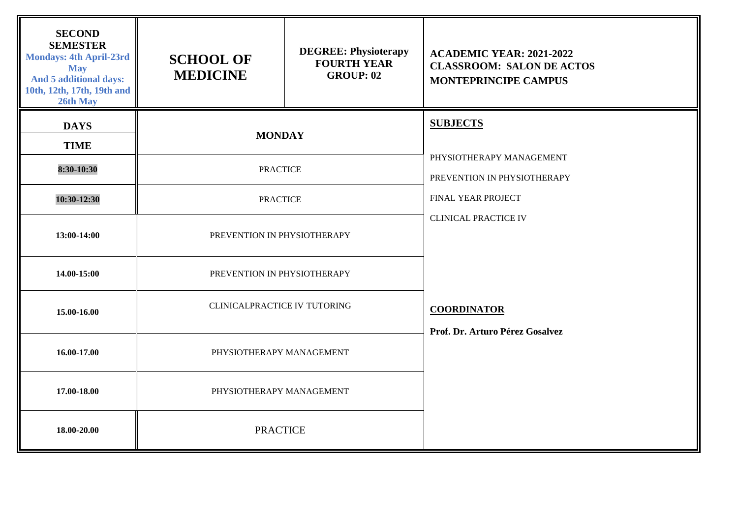| SECOND SEMESTER Mondays: 4th April-23rd May And 5 additional days: 10th, 12th, 17th, 19th and 26th May | SCHOOL OF MEDICINE | DEGREE: Physioterapy FOURTH YEAR GROUP: 02 | ACADEMIC YEAR: 2021-2022 CLASSROOM: SALON DE ACTOS MONTEPRINCIPE CAMPUS |
|---|---|---|---|

| DAYS / TIME | MONDAY | SUBJECTS |
|---|---|---|
| 8:30-10:30 | PRACTICE | PHYSIOTHERAPY MANAGEMENT |
| 10:30-12:30 | PRACTICE | PREVENTION IN PHYSIOTHERAPY |
| 13:00-14:00 | PREVENTION IN PHYSIOTHERAPY | FINAL YEAR PROJECT |
| 14.00-15:00 | PREVENTION IN PHYSIOTHERAPY | CLINICAL PRACTICE IV |
| 15.00-16.00 | CLINICALPRACTICE IV TUTORING | **COORDINATOR** |
| 16.00-17.00 | PHYSIOTHERAPY MANAGEMENT | **Prof. Dr. Arturo Pérez Gosalvez** |
| 17.00-18.00 | PHYSIOTHERAPY MANAGEMENT | |
| 18.00-20.00 | PRACTICE | |